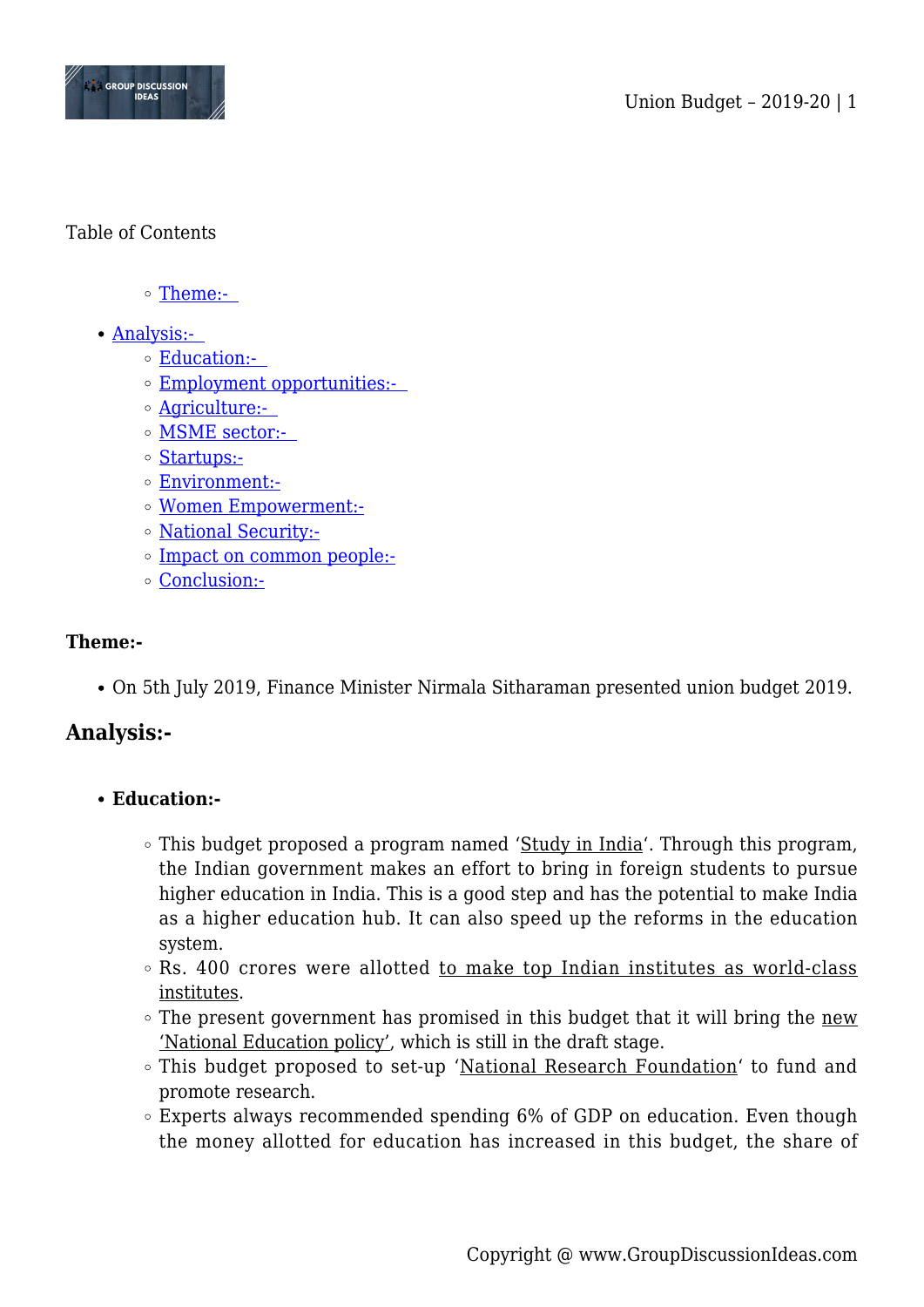Table of Contents

- Theme:-
- Analysis:-
  - Education:-
  - Employment opportunities:-
  - Agriculture:-
  - MSME sector:-
  - Startups:-
  - Environment:-
  - Women Empowerment:-
  - National Security:-
  - Impact on common people:-
  - Conclusion:-

**Theme:-**

- On 5th July 2019, Finance Minister Nirmala Sitharaman presented union budget 2019.

## Analysis:-

- **Education:-**
  - This budget proposed a program named 'Study in India'. Through this program, the Indian government makes an effort to bring in foreign students to pursue higher education in India. This is a good step and has the potential to make India as a higher education hub. It can also speed up the reforms in the education system.
  - Rs. 400 crores were allotted to make top Indian institutes as world-class institutes.
  - The present government has promised in this budget that it will bring the new 'National Education policy', which is still in the draft stage.
  - This budget proposed to set-up 'National Research Foundation' to fund and promote research.
  - Experts always recommended spending 6% of GDP on education. Even though the money allotted for education has increased in this budget, the share of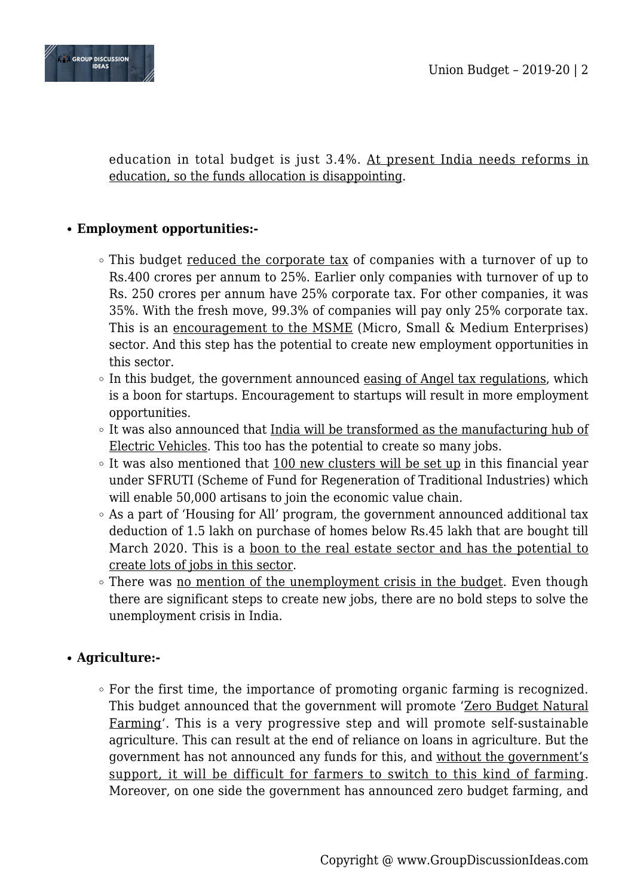education in total budget is just 3.4%. At present India needs reforms in education, so the funds allocation is disappointing.

- **Employment opportunities:-**
  - This budget reduced the corporate tax of companies with a turnover of up to Rs.400 crores per annum to 25%. Earlier only companies with turnover of up to Rs. 250 crores per annum have 25% corporate tax. For other companies, it was 35%. With the fresh move, 99.3% of companies will pay only 25% corporate tax. This is an encouragement to the MSME (Micro, Small & Medium Enterprises) sector. And this step has the potential to create new employment opportunities in this sector.
  - In this budget, the government announced easing of Angel tax regulations, which is a boon for startups. Encouragement to startups will result in more employment opportunities.
  - It was also announced that India will be transformed as the manufacturing hub of Electric Vehicles. This too has the potential to create so many jobs.
  - It was also mentioned that 100 new clusters will be set up in this financial year under SFRUTI (Scheme of Fund for Regeneration of Traditional Industries) which will enable 50,000 artisans to join the economic value chain.
  - As a part of 'Housing for All' program, the government announced additional tax deduction of 1.5 lakh on purchase of homes below Rs.45 lakh that are bought till March 2020. This is a boon to the real estate sector and has the potential to create lots of jobs in this sector.
  - There was no mention of the unemployment crisis in the budget. Even though there are significant steps to create new jobs, there are no bold steps to solve the unemployment crisis in India.

- **Agriculture:-**
  - For the first time, the importance of promoting organic farming is recognized. This budget announced that the government will promote 'Zero Budget Natural Farming'. This is a very progressive step and will promote self-sustainable agriculture. This can result at the end of reliance on loans in agriculture. But the government has not announced any funds for this, and without the government's support, it will be difficult for farmers to switch to this kind of farming. Moreover, on one side the government has announced zero budget farming, and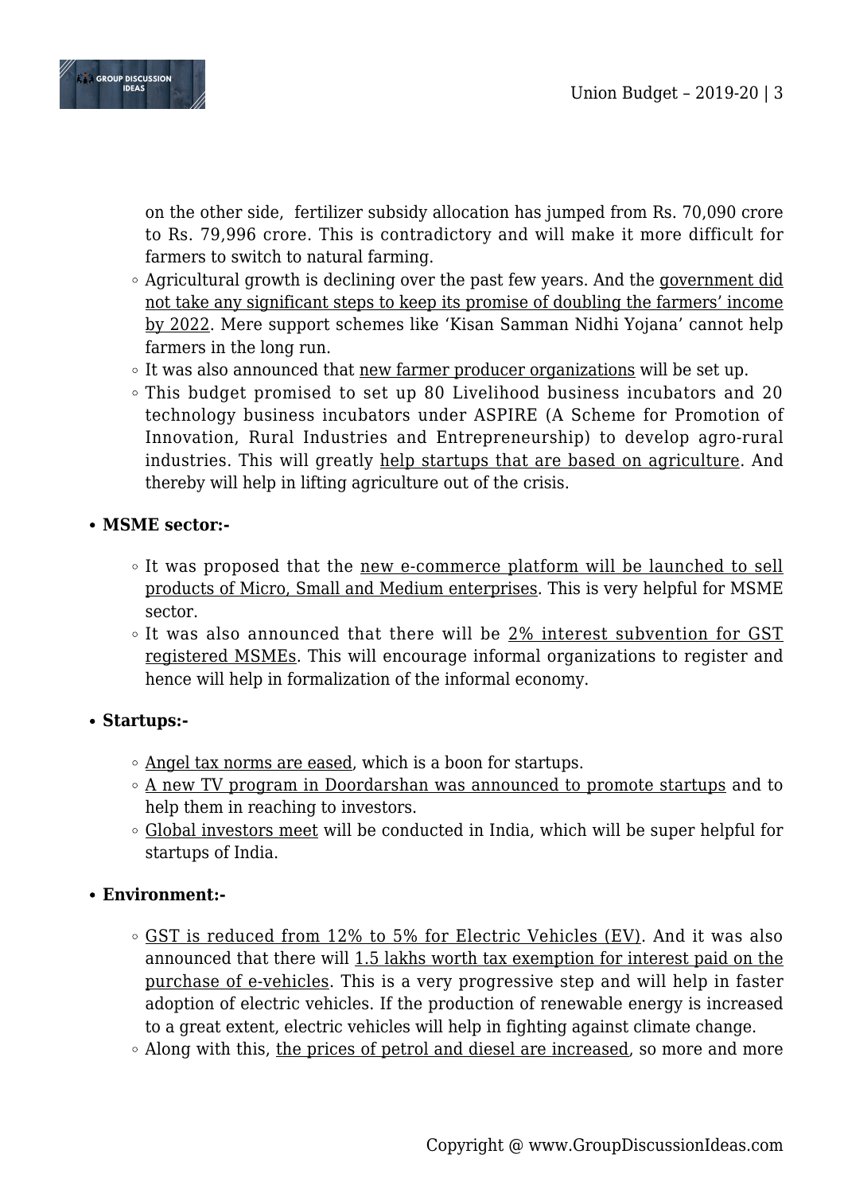on the other side, fertilizer subsidy allocation has jumped from Rs. 70,090 crore to Rs. 79,996 crore. This is contradictory and will make it more difficult for farmers to switch to natural farming.
- Agricultural growth is declining over the past few years. And the <u>government did not take any significant steps to keep its promise of doubling the farmers' income by 2022</u>. Mere support schemes like 'Kisan Samman Nidhi Yojana' cannot help farmers in the long run.
- It was also announced that <u>new farmer producer organizations</u> will be set up.
- This budget promised to set up 80 Livelihood business incubators and 20 technology business incubators under ASPIRE (A Scheme for Promotion of Innovation, Rural Industries and Entrepreneurship) to develop agro-rural industries. This will greatly <u>help startups that are based on agriculture</u>. And thereby will help in lifting agriculture out of the crisis.

- **MSME sector:-**
  - It was proposed that the <u>new e-commerce platform will be launched to sell products of Micro, Small and Medium enterprises</u>. This is very helpful for MSME sector.
  - It was also announced that there will be <u>2% interest subvention for GST registered MSMEs</u>. This will encourage informal organizations to register and hence will help in formalization of the informal economy.

- **Startups:-**
  - <u>Angel tax norms are eased</u>, which is a boon for startups.
  - <u>A new TV program in Doordarshan was announced to promote startups</u> and to help them in reaching to investors.
  - <u>Global investors meet</u> will be conducted in India, which will be super helpful for startups of India.

- **Environment:-**
  - <u>GST is reduced from 12% to 5% for Electric Vehicles (EV)</u>. And it was also announced that there will <u>1.5 lakhs worth tax exemption for interest paid on the purchase of e-vehicles</u>. This is a very progressive step and will help in faster adoption of electric vehicles. If the production of renewable energy is increased to a great extent, electric vehicles will help in fighting against climate change.
  - Along with this, <u>the prices of petrol and diesel are increased</u>, so more and more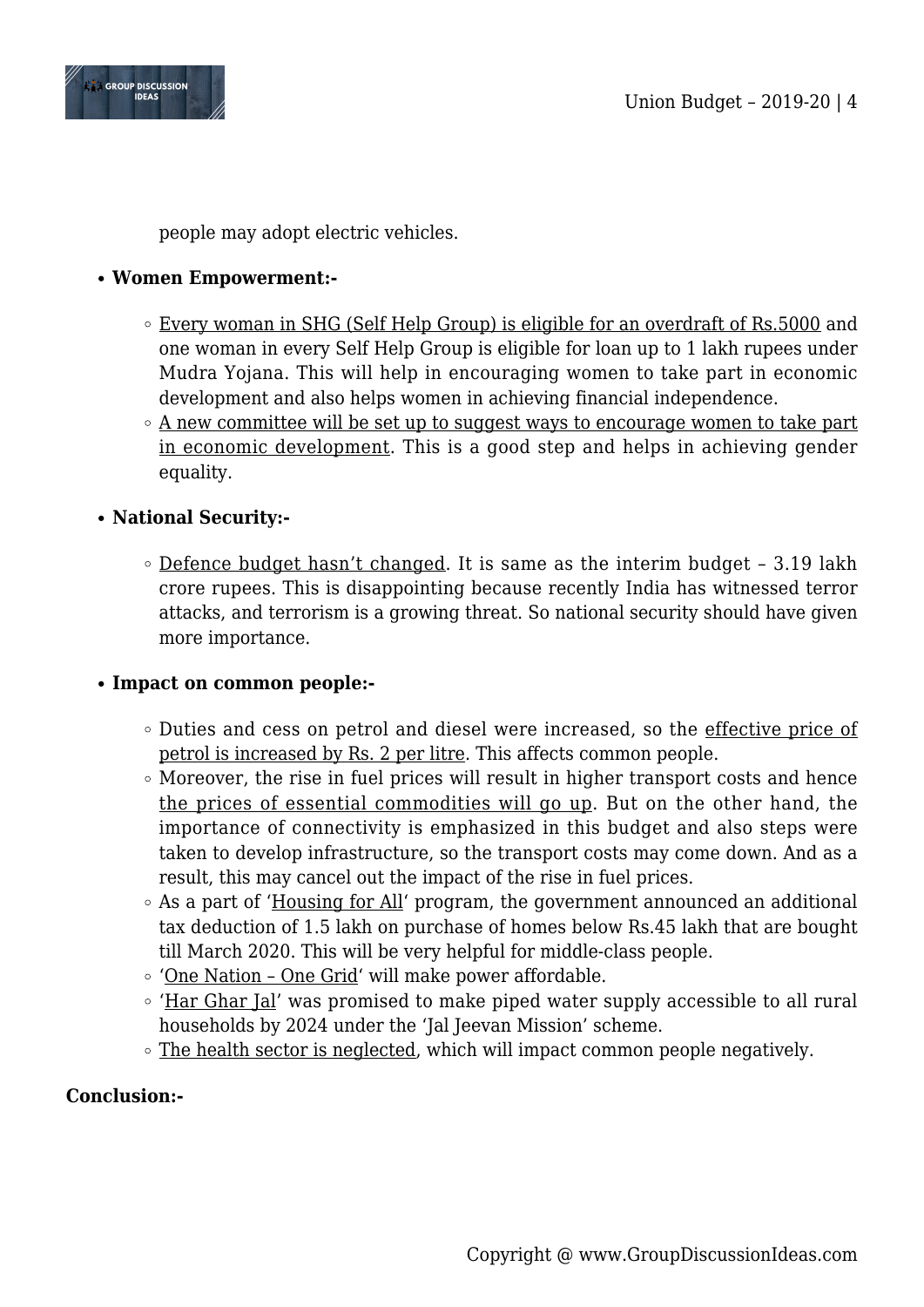people may adopt electric vehicles.

- **Women Empowerment:-**
  - Every woman in SHG (Self Help Group) is eligible for an overdraft of Rs.5000 and one woman in every Self Help Group is eligible for loan up to 1 lakh rupees under Mudra Yojana. This will help in encouraging women to take part in economic development and also helps women in achieving financial independence.
  - A new committee will be set up to suggest ways to encourage women to take part in economic development. This is a good step and helps in achieving gender equality.
- **National Security:-**
  - Defence budget hasn't changed. It is same as the interim budget – 3.19 lakh crore rupees. This is disappointing because recently India has witnessed terror attacks, and terrorism is a growing threat. So national security should have given more importance.
- **Impact on common people:-**
  - Duties and cess on petrol and diesel were increased, so the effective price of petrol is increased by Rs. 2 per litre. This affects common people.
  - Moreover, the rise in fuel prices will result in higher transport costs and hence the prices of essential commodities will go up. But on the other hand, the importance of connectivity is emphasized in this budget and also steps were taken to develop infrastructure, so the transport costs may come down. And as a result, this may cancel out the impact of the rise in fuel prices.
  - As a part of 'Housing for All' program, the government announced an additional tax deduction of 1.5 lakh on purchase of homes below Rs.45 lakh that are bought till March 2020. This will be very helpful for middle-class people.
  - 'One Nation – One Grid' will make power affordable.
  - 'Har Ghar Jal' was promised to make piped water supply accessible to all rural households by 2024 under the 'Jal Jeevan Mission' scheme.
  - The health sector is neglected, which will impact common people negatively.

**Conclusion:-**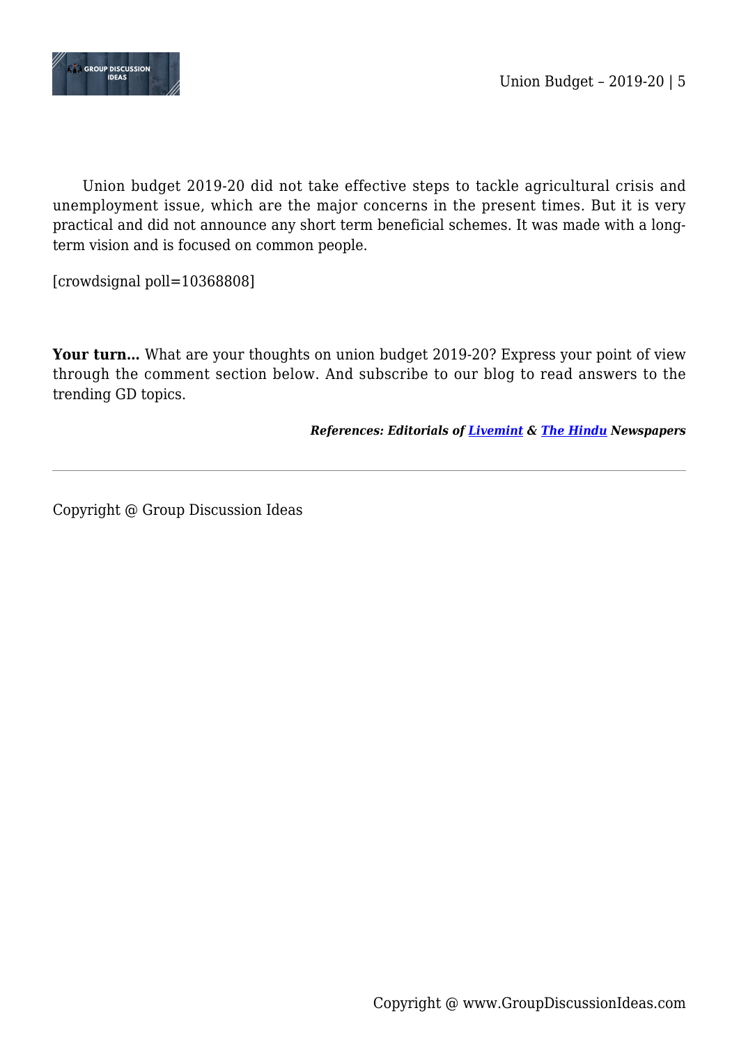Union budget 2019-20 did not take effective steps to tackle agricultural crisis and unemployment issue, which are the major concerns in the present times. But it is very practical and did not announce any short term beneficial schemes. It was made with a long-term vision and is focused on common people.

[crowdsignal poll=10368808]

**Your turn…** What are your thoughts on union budget 2019-20? Express your point of view through the comment section below. And subscribe to our blog to read answers to the trending GD topics.

***References: Editorials of Livemint & The Hindu Newspapers***

---

Copyright @ Group Discussion Ideas